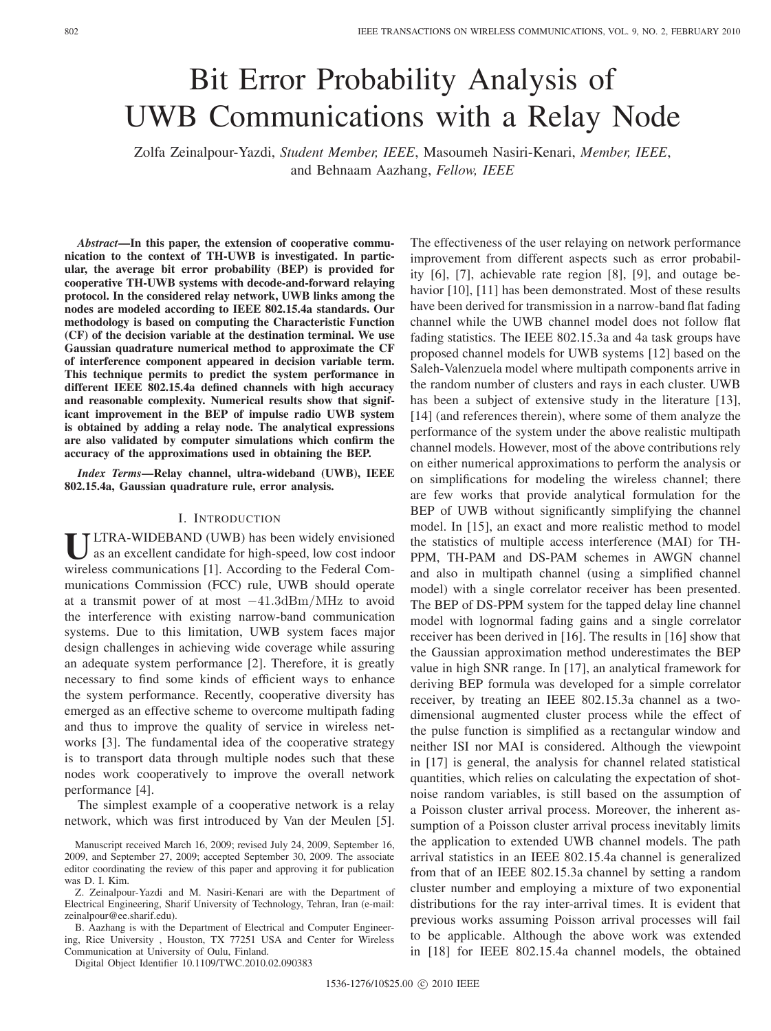# Bit Error Probability Analysis of UWB Communications with a Relay Node

Zolfa Zeinalpour-Yazdi, *Student Member, IEEE*, Masoumeh Nasiri-Kenari, *Member, IEEE*, and Behnaam Aazhang, *Fellow, IEEE*

***Abstract*—In this paper, the extension of cooperative communication to the context of TH-UWB is investigated. In particular, the average bit error probability (BEP) is provided for cooperative TH-UWB systems with decode-and-forward relaying protocol. In the considered relay network, UWB links among the nodes are modeled according to IEEE 802.15.4a standards. Our methodology is based on computing the Characteristic Function (CF) of the decision variable at the destination terminal. We use Gaussian quadrature numerical method to approximate the CF of interference component appeared in decision variable term. This technique permits to predict the system performance in different IEEE 802.15.4a defined channels with high accuracy and reasonable complexity. Numerical results show that significant improvement in the BEP of impulse radio UWB system is obtained by adding a relay node. The analytical expressions are also validated by computer simulations which confirm the accuracy of the approximations used in obtaining the BEP.**

***Index Terms*—Relay channel, ultra-wideband (UWB), IEEE 802.15.4a, Gaussian quadrature rule, error analysis.**

## I. Introduction

ULTRA-WIDEBAND (UWB) has been widely envisioned as an excellent candidate for high-speed, low cost indoor wireless communications [1]. According to the Federal Communications Commission (FCC) rule, UWB should operate at a transmit power of at most $-41.3\mathrm{dBm/MHz}$ to avoid the interference with existing narrow-band communication systems. Due to this limitation, UWB system faces major design challenges in achieving wide coverage while assuring an adequate system performance [2]. Therefore, it is greatly necessary to find some kinds of efficient ways to enhance the system performance. Recently, cooperative diversity has emerged as an effective scheme to overcome multipath fading and thus to improve the quality of service in wireless networks [3]. The fundamental idea of the cooperative strategy is to transport data through multiple nodes such that these nodes work cooperatively to improve the overall network performance [4].

The simplest example of a cooperative network is a relay network, which was first introduced by Van der Meulen [5]. The effectiveness of the user relaying on network performance improvement from different aspects such as error probability [6], [7], achievable rate region [8], [9], and outage behavior [10], [11] has been demonstrated. Most of these results have been derived for transmission in a narrow-band flat fading channel while the UWB channel model does not follow flat fading statistics. The IEEE 802.15.3a and 4a task groups have proposed channel models for UWB systems [12] based on the Saleh-Valenzuela model where multipath components arrive in the random number of clusters and rays in each cluster. UWB has been a subject of extensive study in the literature [13], [14] (and references therein), where some of them analyze the performance of the system under the above realistic multipath channel models. However, most of the above contributions rely on either numerical approximations to perform the analysis or on simplifications for modeling the wireless channel; there are few works that provide analytical formulation for the BEP of UWB without significantly simplifying the channel model. In [15], an exact and more realistic method to model the statistics of multiple access interference (MAI) for TH-PPM, TH-PAM and DS-PAM schemes in AWGN channel and also in multipath channel (using a simplified channel model) with a single correlator receiver has been presented. The BEP of DS-PPM system for the tapped delay line channel model with lognormal fading gains and a single correlator receiver has been derived in [16]. The results in [16] show that the Gaussian approximation method underestimates the BEP value in high SNR range. In [17], an analytical framework for deriving BEP formula was developed for a simple correlator receiver, by treating an IEEE 802.15.3a channel as a two-dimensional augmented cluster process while the effect of the pulse function is simplified as a rectangular window and neither ISI nor MAI is considered. Although the viewpoint in [17] is general, the analysis for channel related statistical quantities, which relies on calculating the expectation of shot-noise random variables, is still based on the assumption of a Poisson cluster arrival process. Moreover, the inherent assumption of a Poisson cluster arrival process inevitably limits the application to extended UWB channel models. The path arrival statistics in an IEEE 802.15.4a channel is generalized from that of an IEEE 802.15.3a channel by setting a random cluster number and employing a mixture of two exponential distributions for the ray inter-arrival times. It is evident that previous works assuming Poisson arrival processes will fail to be applicable. Although the above work was extended in [18] for IEEE 802.15.4a channel models, the obtained

Manuscript received March 16, 2009; revised July 24, 2009, September 16, 2009, and September 27, 2009; accepted September 30, 2009. The associate editor coordinating the review of this paper and approving it for publication was D. I. Kim.

Z. Zeinalpour-Yazdi and M. Nasiri-Kenari are with the Department of Electrical Engineering, Sharif University of Technology, Tehran, Iran (e-mail: zeinalpour@ee.sharif.edu).

B. Aazhang is with the Department of Electrical and Computer Engineering, Rice University , Houston, TX 77251 USA and Center for Wireless Communication at University of Oulu, Finland.

Digital Object Identifier 10.1109/TWC.2010.02.090383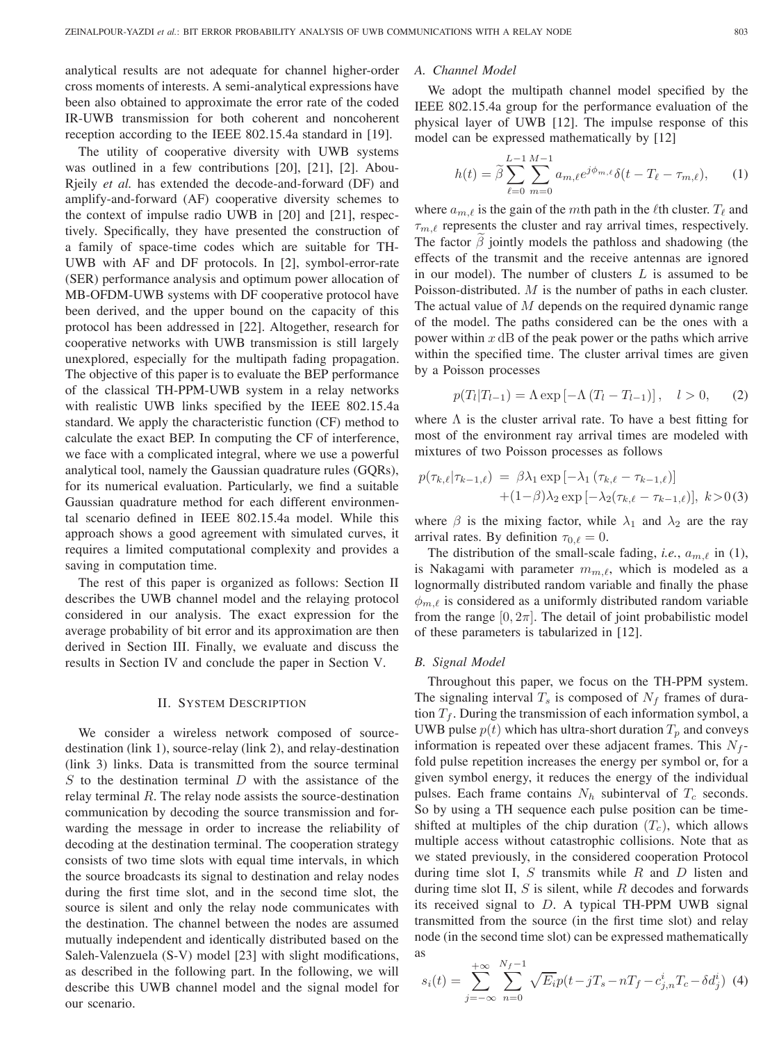analytical results are not adequate for channel higher-order cross moments of interests. A semi-analytical expressions have been also obtained to approximate the error rate of the coded IR-UWB transmission for both coherent and noncoherent reception according to the IEEE 802.15.4a standard in [19].

The utility of cooperative diversity with UWB systems was outlined in a few contributions [20], [21], [2]. Abou-Rjeily *et al.* has extended the decode-and-forward (DF) and amplify-and-forward (AF) cooperative diversity schemes to the context of impulse radio UWB in [20] and [21], respectively. Specifically, they have presented the construction of a family of space-time codes which are suitable for TH-UWB with AF and DF protocols. In [2], symbol-error-rate (SER) performance analysis and optimum power allocation of MB-OFDM-UWB systems with DF cooperative protocol have been derived, and the upper bound on the capacity of this protocol has been addressed in [22]. Altogether, research for cooperative networks with UWB transmission is still largely unexplored, especially for the multipath fading propagation. The objective of this paper is to evaluate the BEP performance of the classical TH-PPM-UWB system in a relay networks with realistic UWB links specified by the IEEE 802.15.4a standard. We apply the characteristic function (CF) method to calculate the exact BEP. In computing the CF of interference, we face with a complicated integral, where we use a powerful analytical tool, namely the Gaussian quadrature rules (GQRs), for its numerical evaluation. Particularly, we find a suitable Gaussian quadrature method for each different environmental scenario defined in IEEE 802.15.4a model. While this approach shows a good agreement with simulated curves, it requires a limited computational complexity and provides a saving in computation time.

The rest of this paper is organized as follows: Section II describes the UWB channel model and the relaying protocol considered in our analysis. The exact expression for the average probability of bit error and its approximation are then derived in Section III. Finally, we evaluate and discuss the results in Section IV and conclude the paper in Section V.

## II. System Description

We consider a wireless network composed of source-destination (link 1), source-relay (link 2), and relay-destination (link 3) links. Data is transmitted from the source terminal $S$ to the destination terminal $D$ with the assistance of the relay terminal $R$. The relay node assists the source-destination communication by decoding the source transmission and forwarding the message in order to increase the reliability of decoding at the destination terminal. The cooperation strategy consists of two time slots with equal time intervals, in which the source broadcasts its signal to destination and relay nodes during the first time slot, and in the second time slot, the source is silent and only the relay node communicates with the destination. The channel between the nodes are assumed mutually independent and identically distributed based on the Saleh-Valenzuela (S-V) model [23] with slight modifications, as described in the following part. In the following, we will describe this UWB channel model and the signal model for our scenario.

### A. Channel Model

We adopt the multipath channel model specified by the IEEE 802.15.4a group for the performance evaluation of the physical layer of UWB [12]. The impulse response of this model can be expressed mathematically by [12]

$$h(t) = \widetilde{\beta} \sum_{\ell=0}^{L-1} \sum_{m=0}^{M-1} a_{m,\ell} e^{j\phi_{m,\ell}} \delta(t - T_\ell - \tau_{m,\ell}), \qquad (1)$$

where $a_{m,\ell}$ is the gain of the $m$th path in the $\ell$th cluster. $T_\ell$ and $\tau_{m,\ell}$ represents the cluster and ray arrival times, respectively. The factor $\widetilde{\beta}$ jointly models the pathloss and shadowing (the effects of the transmit and the receive antennas are ignored in our model). The number of clusters $L$ is assumed to be Poisson-distributed. $M$ is the number of paths in each cluster. The actual value of $M$ depends on the required dynamic range of the model. The paths considered can be the ones with a power within $x$ dB of the peak power or the paths which arrive within the specified time. The cluster arrival times are given by a Poisson processes

$$p(T_l | T_{l-1}) = \Lambda \exp\left[-\Lambda \left(T_l - T_{l-1}\right)\right], \quad l > 0, \qquad (2)$$

where $\Lambda$ is the cluster arrival rate. To have a best fitting for most of the environment ray arrival times are modeled with mixtures of two Poisson processes as follows

$$\begin{aligned} p(\tau_{k,\ell} | \tau_{k-1,\ell}) \;=\; & \beta\lambda_1 \exp\left[-\lambda_1 \left(\tau_{k,\ell} - \tau_{k-1,\ell}\right)\right] \\ & + (1-\beta)\lambda_2 \exp\left[-\lambda_2 (\tau_{k,\ell} - \tau_{k-1,\ell})\right], \; k > 0 \end{aligned} \qquad (3)$$

where $\beta$ is the mixing factor, while $\lambda_1$ and $\lambda_2$ are the ray arrival rates. By definition $\tau_{0,\ell} = 0$.

The distribution of the small-scale fading, *i.e.*, $a_{m,\ell}$ in (1), is Nakagami with parameter $m_{m,\ell}$, which is modeled as a lognormally distributed random variable and finally the phase $\phi_{m,\ell}$ is considered as a uniformly distributed random variable from the range $[0, 2\pi]$. The detail of joint probabilistic model of these parameters is tabularized in [12].

### B. Signal Model

Throughout this paper, we focus on the TH-PPM system. The signaling interval $T_s$ is composed of $N_f$ frames of duration $T_f$. During the transmission of each information symbol, a UWB pulse $p(t)$ which has ultra-short duration $T_p$ and conveys information is repeated over these adjacent frames. This $N_f$-fold pulse repetition increases the energy per symbol or, for a given symbol energy, it reduces the energy of the individual pulses. Each frame contains $N_h$ subinterval of $T_c$ seconds. So by using a TH sequence each pulse position can be time-shifted at multiples of the chip duration ($T_c$), which allows multiple access without catastrophic collisions. Note that as we stated previously, in the considered cooperation Protocol during time slot I, $S$ transmits while $R$ and $D$ listen and during time slot II, $S$ is silent, while $R$ decodes and forwards its received signal to $D$. A typical TH-PPM UWB signal transmitted from the source (in the first time slot) and relay node (in the second time slot) can be expressed mathematically as

$$s_i(t) = \sum_{j=-\infty}^{+\infty} \sum_{n=0}^{N_f-1} \sqrt{E_i}\, p(t - jT_s - nT_f - c^i_{j,n} T_c - \delta d^i_j) \qquad (4)$$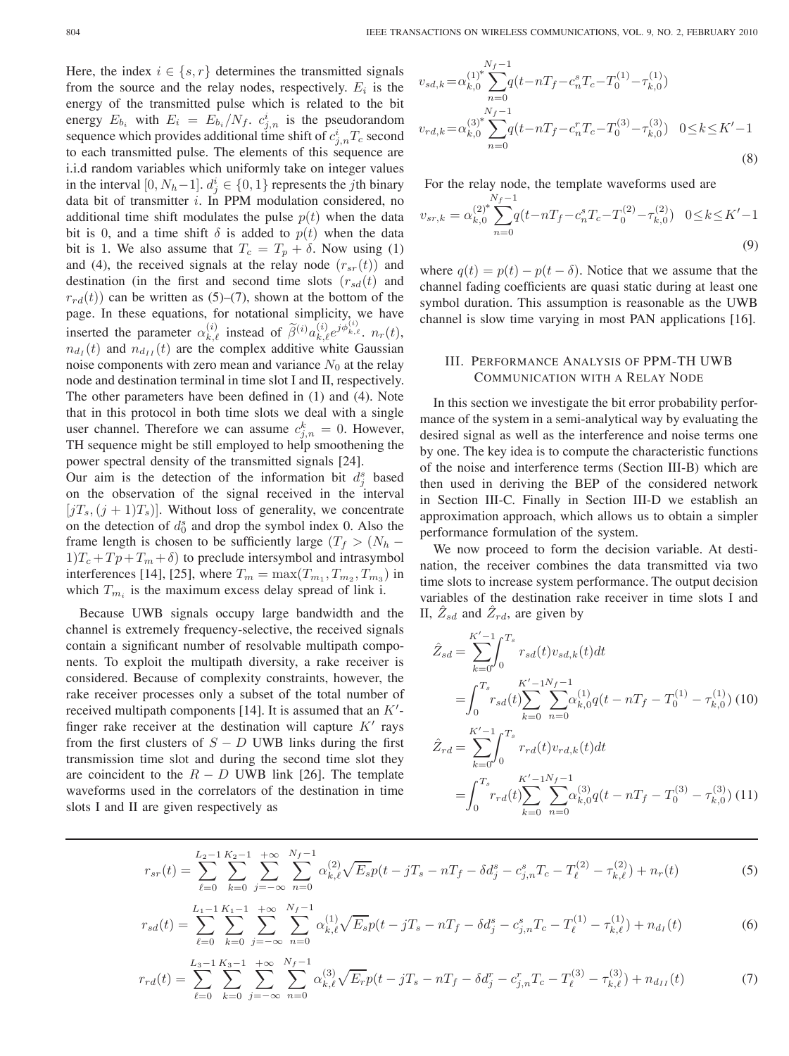Here, the index $i \in \{s, r\}$ determines the transmitted signals from the source and the relay nodes, respectively. $E_i$ is the energy of the transmitted pulse which is related to the bit energy $E_{b_i}$ with $E_i = E_{b_i}/N_f$. $c^i_{j,n}$ is the pseudorandom sequence which provides additional time shift of $c^i_{j,n}T_c$ second to each transmitted pulse. The elements of this sequence are i.i.d random variables which uniformly take on integer values in the interval $[0, N_h-1]$. $d^i_j \in \{0,1\}$ represents the $j$th binary data bit of transmitter $i$. In PPM modulation considered, no additional time shift modulates the pulse $p(t)$ when the data bit is 0, and a time shift $\delta$ is added to $p(t)$ when the data bit is 1. We also assume that $T_c = T_p + \delta$. Now using (1) and (4), the received signals at the relay node ($r_{sr}(t)$) and destination (in the first and second time slots ($r_{sd}(t)$ and $r_{rd}(t)$) can be written as (5)–(7), shown at the bottom of the page. In these equations, for notational simplicity, we have inserted the parameter $\alpha^{(i)}_{k,\ell}$ instead of $\widetilde{\beta}^{(i)} a^{(i)}_{k,\ell} e^{j\phi^{(i)}_{k,\ell}}$. $n_r(t)$, $n_{d_I}(t)$ and $n_{d_{II}}(t)$ are the complex additive white Gaussian noise components with zero mean and variance $N_0$ at the relay node and destination terminal in time slot I and II, respectively. The other parameters have been defined in (1) and (4). Note that in this protocol in both time slots we deal with a single user channel. Therefore we can assume $c^k_{j,n} = 0$. However, TH sequence might be still employed to help smoothening the power spectral density of the transmitted signals [24].

Our aim is the detection of the information bit $d^s_j$ based on the observation of the signal received in the interval $[jT_s, (j+1)T_s)]$. Without loss of generality, we concentrate on the detection of $d^s_0$ and drop the symbol index 0. Also the frame length is chosen to be sufficiently large ($T_f > (N_h - 1)T_c + Tp + T_m + \delta$) to preclude intersymbol and intrasymbol interferences [14], [25], where $T_m = \max(T_{m_1}, T_{m_2}, T_{m_3})$ in which $T_{m_i}$ is the maximum excess delay spread of link i.

Because UWB signals occupy large bandwidth and the channel is extremely frequency-selective, the received signals contain a significant number of resolvable multipath components. To exploit the multipath diversity, a rake receiver is considered. Because of complexity constraints, however, the rake receiver processes only a subset of the total number of received multipath components [14]. It is assumed that an $K'$-finger rake receiver at the destination will capture $K'$ rays from the first clusters of $S-D$ UWB links during the first transmission time slot and during the second time slot they are coincident to the $R-D$ UWB link [26]. The template waveforms used in the correlators of the destination in time slots I and II are given respectively as

$$
\begin{aligned}
v_{sd,k} &= \alpha^{(1)^*}_{k,0} \sum_{n=0}^{N_f-1} q(t - nT_f - c^s_n T_c - T^{(1)}_0 - \tau^{(1)}_{k,0}) \\
v_{rd,k} &= \alpha^{(3)^*}_{k,0} \sum_{n=0}^{N_f-1} q(t - nT_f - c^r_n T_c - T^{(3)}_0 - \tau^{(3)}_{k,0}) \quad 0 \le k \le K'-1
\end{aligned}
\tag{8}
$$

For the relay node, the template waveforms used are

$$
v_{sr,k} = \alpha^{(2)^*}_{k,0} \sum_{n=0}^{N_f-1} q(t - nT_f - c^s_n T_c - T^{(2)}_0 - \tau^{(2)}_{k,0}) \quad 0 \le k \le K'-1 \tag{9}
$$

where $q(t) = p(t) - p(t-\delta)$. Notice that we assume that the channel fading coefficients are quasi static during at least one symbol duration. This assumption is reasonable as the UWB channel is slow time varying in most PAN applications [16].

## III. Performance Analysis of PPM-TH UWB Communication with a Relay Node

In this section we investigate the bit error probability performance of the system in a semi-analytical way by evaluating the desired signal as well as the interference and noise terms one by one. The key idea is to compute the characteristic functions of the noise and interference terms (Section III-B) which are then used in deriving the BEP of the considered network in Section III-C. Finally in Section III-D we establish an approximation approach, which allows us to obtain a simpler performance formulation of the system.

We now proceed to form the decision variable. At destination, the receiver combines the data transmitted via two time slots to increase system performance. The output decision variables of the destination rake receiver in time slots I and II, $\hat{Z}_{sd}$ and $\hat{Z}_{rd}$, are given by

$$
\begin{aligned}
\hat{Z}_{sd} &= \sum_{k=0}^{K'-1} \int_0^{T_s} r_{sd}(t) v_{sd,k}(t) dt \\
&= \int_0^{T_s} r_{sd}(t) \sum_{k=0}^{K'-1} \sum_{n=0}^{N_f-1} \alpha^{(1)}_{k,0} q(t - nT_f - T^{(1)}_0 - \tau^{(1)}_{k,0})
\end{aligned}
\tag{10}
$$

$$
\begin{aligned}
\hat{Z}_{rd} &= \sum_{k=0}^{K'-1} \int_0^{T_s} r_{rd}(t) v_{rd,k}(t) dt \\
&= \int_0^{T_s} r_{rd}(t) \sum_{k=0}^{K'-1} \sum_{n=0}^{N_f-1} \alpha^{(3)}_{k,0} q(t - nT_f - T^{(3)}_0 - \tau^{(3)}_{k,0})
\end{aligned}
\tag{11}
$$

$$
r_{sr}(t) = \sum_{\ell=0}^{L_2-1} \sum_{k=0}^{K_2-1} \sum_{j=-\infty}^{+\infty} \sum_{n=0}^{N_f-1} \alpha^{(2)}_{k,\ell} \sqrt{E_s}\, p(t - jT_s - nT_f - \delta d^s_j - c^s_{j,n} T_c - T^{(2)}_\ell - \tau^{(2)}_{k,\ell}) + n_r(t) \tag{5}
$$

$$
r_{sd}(t) = \sum_{\ell=0}^{L_1-1} \sum_{k=0}^{K_1-1} \sum_{j=-\infty}^{+\infty} \sum_{n=0}^{N_f-1} \alpha^{(1)}_{k,\ell} \sqrt{E_s}\, p(t - jT_s - nT_f - \delta d^s_j - c^s_{j,n} T_c - T^{(1)}_\ell - \tau^{(1)}_{k,\ell}) + n_{d_I}(t) \tag{6}
$$

$$
r_{rd}(t) = \sum_{\ell=0}^{L_3-1} \sum_{k=0}^{K_3-1} \sum_{j=-\infty}^{+\infty} \sum_{n=0}^{N_f-1} \alpha^{(3)}_{k,\ell} \sqrt{E_r}\, p(t - jT_s - nT_f - \delta d^r_j - c^r_{j,n} T_c - T^{(3)}_\ell - \tau^{(3)}_{k,\ell}) + n_{d_{II}}(t) \tag{7}
$$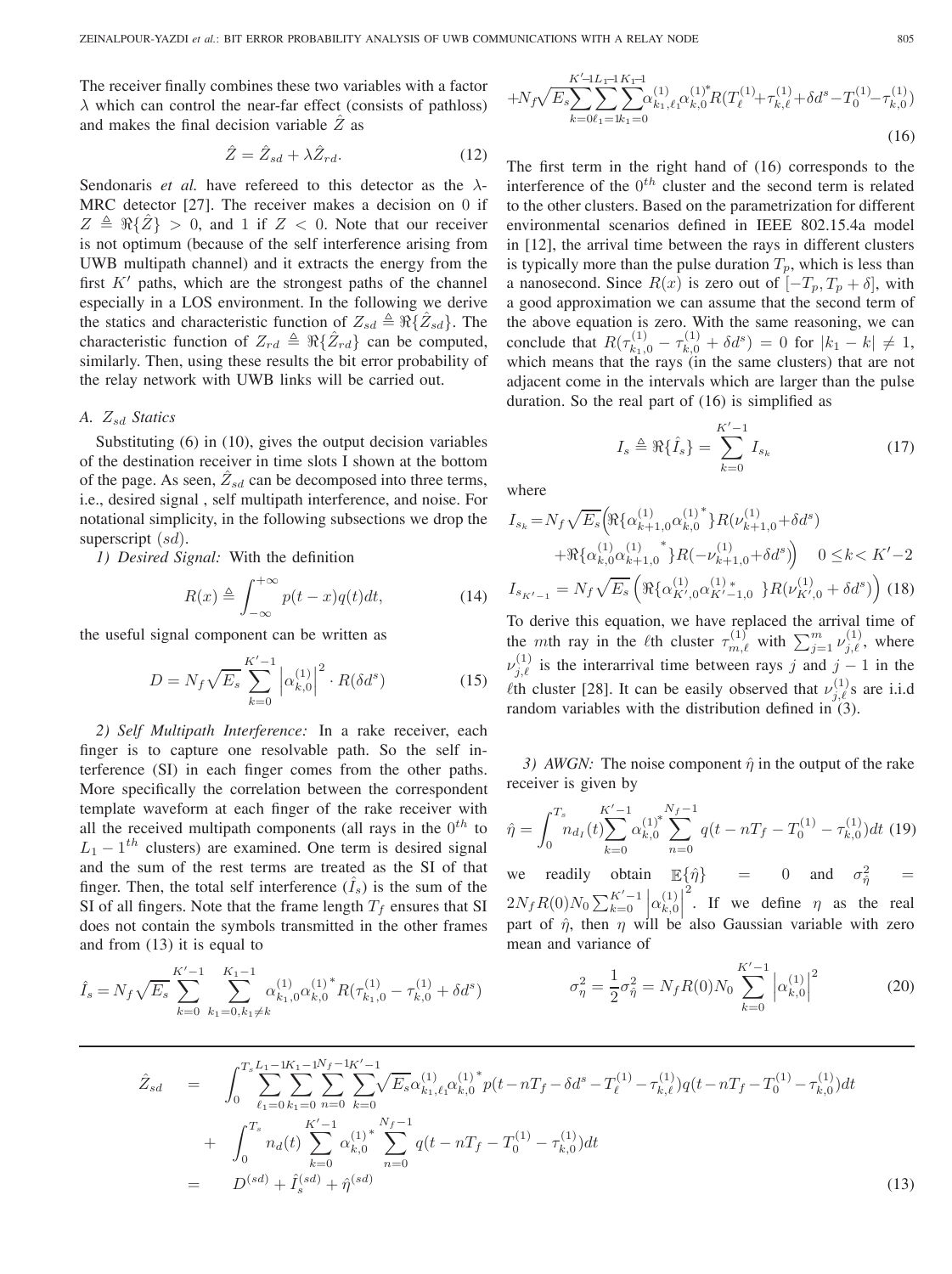The receiver finally combines these two variables with a factor $\lambda$ which can control the near-far effect (consists of pathloss) and makes the final decision variable $\hat{Z}$ as

$$\hat{Z} = \hat{Z}_{sd} + \lambda \hat{Z}_{rd}. \tag{12}$$

Sendonaris *et al.* have refereed to this detector as the $\lambda$-MRC detector [27]. The receiver makes a decision on 0 if $Z \triangleq \Re\{\hat{Z}\} > 0$, and 1 if $Z < 0$. Note that our receiver is not optimum (because of the self interference arising from UWB multipath channel) and it extracts the energy from the first $K'$ paths, which are the strongest paths of the channel especially in a LOS environment. In the following we derive the statics and characteristic function of $Z_{sd} \triangleq \Re\{\hat{Z}_{sd}\}$. The characteristic function of $Z_{rd} \triangleq \Re\{\hat{Z}_{rd}\}$ can be computed, similarly. Then, using these results the bit error probability of the relay network with UWB links will be carried out.

### A. $Z_{sd}$ Statics

Substituting (6) in (10), gives the output decision variables of the destination receiver in time slots I shown at the bottom of the page. As seen, $\hat{Z}_{sd}$ can be decomposed into three terms, i.e., desired signal , self multipath interference, and noise. For notational simplicity, in the following subsections we drop the superscript $(sd)$.

$$\begin{aligned}
\hat{Z}_{sd} \quad &= \quad \int_0^{T_s} \sum_{\ell_1=0}^{L_1-1} \sum_{k_1=0}^{K_1-1} \sum_{n=0}^{N_f-1} \sum_{k=0}^{K'-1} \sqrt{E_s}\alpha_{k_1,\ell_1}^{(1)} \alpha_{k,0}^{(1)^*} p(t - nT_f - \delta d^s - T_\ell^{(1)} - \tau_{k,\ell}^{(1)}) q(t - nT_f - T_0^{(1)} - \tau_{k,0}^{(1)})dt \\
&+ \quad \int_0^{T_s} n_d(t) \sum_{k=0}^{K'-1} \alpha_{k,0}^{(1)^*} \sum_{n=0}^{N_f-1} q(t - nT_f - T_0^{(1)} - \tau_{k,0}^{(1)})dt \\
&= \quad D^{(sd)} + \hat{I}_s^{(sd)} + \hat{\eta}^{(sd)}
\end{aligned} \tag{13}$$

*1) Desired Signal:* With the definition

$$R(x) \triangleq \int_{-\infty}^{+\infty} p(t - x)q(t)dt, \tag{14}$$

the useful signal component can be written as

$$D = N_f \sqrt{E_s} \sum_{k=0}^{K'-1} \left|\alpha_{k,0}^{(1)}\right|^2 \cdot R(\delta d^s) \tag{15}$$

*2) Self Multipath Interference:* In a rake receiver, each finger is to capture one resolvable path. So the self interference (SI) in each finger comes from the other paths. More specifically the correlation between the correspondent template waveform at each finger of the rake receiver with all the received multipath components (all rays in the $0^{th}$ to $L_1 - 1^{th}$ clusters) are examined. One term is desired signal and the sum of the rest terms are treated as the SI of that finger. Then, the total self interference $(\hat{I}_s)$ is the sum of the SI of all fingers. Note that the frame length $T_f$ ensures that SI does not contain the symbols transmitted in the other frames and from (13) it is equal to

$$\begin{aligned}
\hat{I}_s = &N_f \sqrt{E_s} \sum_{k=0}^{K'-1} \sum_{k_1=0, k_1 \neq k}^{K_1-1} \alpha_{k_1,0}^{(1)} \alpha_{k,0}^{(1)^*} R(\tau_{k_1,0}^{(1)} - \tau_{k,0}^{(1)} + \delta d^s) \\
&+ N_f \sqrt{E_s} \sum_{k=0}^{K'-1} \sum_{\ell_1=1}^{L_1-1} \sum_{k_1=0}^{K_1-1} \alpha_{k_1,\ell_1}^{(1)} \alpha_{k,0}^{(1)^*} R(T_\ell^{(1)} + \tau_{k,\ell}^{(1)} + \delta d^s - T_0^{(1)} - \tau_{k,0}^{(1)})
\end{aligned} \tag{16}$$

The first term in the right hand of (16) corresponds to the interference of the $0^{th}$ cluster and the second term is related to the other clusters. Based on the parametrization for different environmental scenarios defined in IEEE 802.15.4a model in [12], the arrival time between the rays in different clusters is typically more than the pulse duration $T_p$, which is less than a nanosecond. Since $R(x)$ is zero out of $[-T_p, T_p + \delta]$, with a good approximation we can assume that the second term of the above equation is zero. With the same reasoning, we can conclude that $R(\tau_{k_1,0}^{(1)} - \tau_{k,0}^{(1)} + \delta d^s) = 0$ for $|k_1 - k| \neq 1$, which means that the rays (in the same clusters) that are not adjacent come in the intervals which are larger than the pulse duration. So the real part of (16) is simplified as

$$I_s \triangleq \Re\{\hat{I}_s\} = \sum_{k=0}^{K'-1} I_{s_k} \tag{17}$$

where

$$\begin{aligned}
I_{s_k} = &N_f \sqrt{E_s} \Big( \Re\{\alpha_{k+1,0}^{(1)} \alpha_{k,0}^{(1)^*}\} R(\nu_{k+1,0}^{(1)} + \delta d^s) \\
&+ \Re\{\alpha_{k,0}^{(1)} \alpha_{k+1,0}^{(1)^*}\} R(-\nu_{k+1,0}^{(1)} + \delta d^s) \Big) \quad 0 \leq k < K'-2 \\
I_{s_{K'-1}} = &N_f \sqrt{E_s} \left( \Re\{\alpha_{K',0}^{(1)} \alpha_{K'-1,0}^{(1)^*}\} R(\nu_{K',0}^{(1)} + \delta d^s) \right)
\end{aligned} \tag{18}$$

To derive this equation, we have replaced the arrival time of the $m$th ray in the $\ell$th cluster $\tau_{m,\ell}^{(1)}$ with $\sum_{j=1}^{m} \nu_{j,\ell}^{(1)}$, where $\nu_{j,\ell}^{(1)}$ is the interarrival time between rays $j$ and $j-1$ in the $\ell$th cluster [28]. It can be easily observed that $\nu_{j,\ell}^{(1)}$s are i.i.d random variables with the distribution defined in (3).

*3) AWGN:* The noise component $\hat{\eta}$ in the output of the rake receiver is given by

$$\hat{\eta} = \int_0^{T_s} n_{d_I}(t) \sum_{k=0}^{K'-1} \alpha_{k,0}^{(1)^*} \sum_{n=0}^{N_f-1} q(t - nT_f - T_0^{(1)} - \tau_{k,0}^{(1)})dt \tag{19}$$

we readily obtain $\mathbb{E}\{\hat{\eta}\} = 0$ and $\sigma_{\hat{\eta}}^2 = 2N_f R(0) N_0 \sum_{k=0}^{K'-1} \left|\alpha_{k,0}^{(1)}\right|^2$. If we define $\eta$ as the real part of $\hat{\eta}$, then $\eta$ will be also Gaussian variable with zero mean and variance of

$$\sigma_\eta^2 = \frac{1}{2}\sigma_{\hat{\eta}}^2 = N_f R(0) N_0 \sum_{k=0}^{K'-1} \left|\alpha_{k,0}^{(1)}\right|^2 \tag{20}$$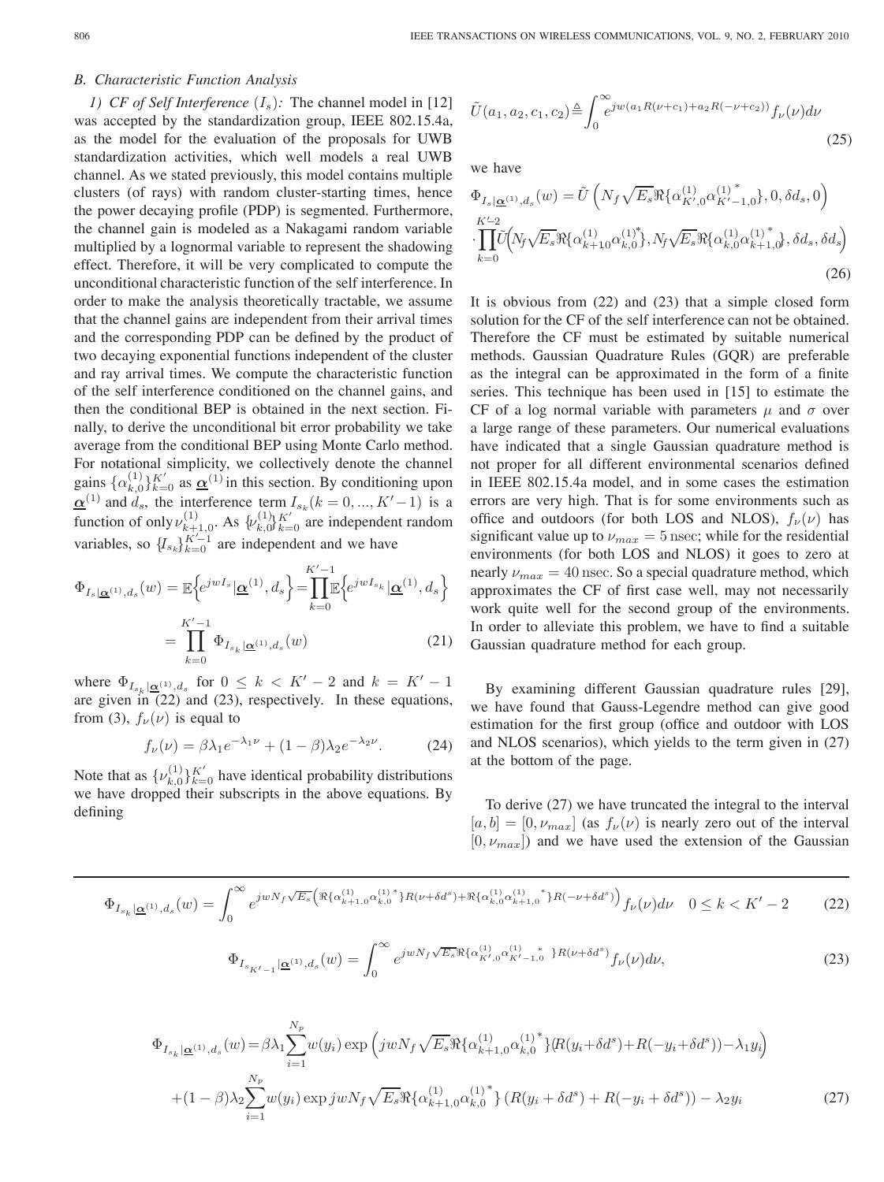### B. Characteristic Function Analysis

*1) CF of Self Interference ($I_s$):* The channel model in [12] was accepted by the standardization group, IEEE 802.15.4a, as the model for the evaluation of the proposals for UWB standardization activities, which well models a real UWB channel. As we stated previously, this model contains multiple clusters (of rays) with random cluster-starting times, hence the power decaying profile (PDP) is segmented. Furthermore, the channel gain is modeled as a Nakagami random variable multiplied by a lognormal variable to represent the shadowing effect. Therefore, it will be very complicated to compute the unconditional characteristic function of the self interference. In order to make the analysis theoretically tractable, we assume that the channel gains are independent from their arrival times and the corresponding PDP can be defined by the product of two decaying exponential functions independent of the cluster and ray arrival times. We compute the characteristic function of the self interference conditioned on the channel gains, and then the conditional BEP is obtained in the next section. Finally, to derive the unconditional bit error probability we take average from the conditional BEP using Monte Carlo method. For notational simplicity, we collectively denote the channel gains $\{\alpha_{k,0}^{(1)}\}_{k=0}^{K'}$ as $\underline{\boldsymbol{\alpha}}^{(1)}$ in this section. By conditioning upon $\underline{\boldsymbol{\alpha}}^{(1)}$ and $d_s$, the interference term $I_{s_k}(k=0,...,K'-1)$ is a function of only $\nu_{k+1,0}^{(1)}$. As $\{\nu_{k,0}^{(1)}\}_{k=0}^{K'}$ are independent random variables, so $\{I_{s_k}\}_{k=0}^{K'-1}$ are independent and we have

$$\Phi_{I_s|\underline{\boldsymbol{\alpha}}^{(1)},d_s}(w) = \mathbb{E}\Big\{e^{jwI_s}|\underline{\boldsymbol{\alpha}}^{(1)},d_s\Big\} = \prod_{k=0}^{K'-1}\mathbb{E}\Big\{e^{jwI_{s_k}}|\underline{\boldsymbol{\alpha}}^{(1)},d_s\Big\} = \prod_{k=0}^{K'-1}\Phi_{I_{s_k}|\underline{\boldsymbol{\alpha}}^{(1)},d_s}(w) \tag{21}$$

where $\Phi_{I_{s_k}|\underline{\boldsymbol{\alpha}}^{(1)},d_s}$ for $0 \le k < K'-2$ and $k = K'-1$ are given in (22) and (23), respectively. In these equations, from (3), $f_\nu(\nu)$ is equal to

$$f_\nu(\nu) = \beta\lambda_1 e^{-\lambda_1\nu} + (1-\beta)\lambda_2 e^{-\lambda_2\nu}. \tag{24}$$

Note that as $\{\nu_{k,0}^{(1)}\}_{k=0}^{K'}$ have identical probability distributions we have dropped their subscripts in the above equations. By defining

$$\tilde{U}(a_1,a_2,c_1,c_2) \triangleq \int_0^\infty e^{jw(a_1R(\nu+c_1)+a_2R(-\nu+c_2))} f_\nu(\nu)d\nu \tag{25}$$

we have

$$\Phi_{I_s|\underline{\boldsymbol{\alpha}}^{(1)},d_s}(w) = \tilde{U}\left(N_f\sqrt{E_s}\Re\{\alpha_{K',0}^{(1)}\alpha_{K'-1,0}^{(1)^*}\},0,\delta d_s,0\right) \cdot \prod_{k=0}^{K'-2}\tilde{U}\left(N_f\sqrt{E_s}\Re\{\alpha_{k+1,0}^{(1)}\alpha_{k,0}^{(1)^*}\},N_f\sqrt{E_s}\Re\{\alpha_{k,0}^{(1)}\alpha_{k+1,0}^{(1)^*}\},\delta d_s,\delta d_s\right) \tag{26}$$

It is obvious from (22) and (23) that a simple closed form solution for the CF of the self interference can not be obtained. Therefore the CF must be estimated by suitable numerical methods. Gaussian Quadrature Rules (GQR) are preferable as the integral can be approximated in the form of a finite series. This technique has been used in [15] to estimate the CF of a log normal variable with parameters $\mu$ and $\sigma$ over a large range of these parameters. Our numerical evaluations have indicated that a single Gaussian quadrature method is not proper for all different environmental scenarios defined in IEEE 802.15.4a model, and in some cases the estimation errors are very high. That is for some environments such as office and outdoors (for both LOS and NLOS), $f_\nu(\nu)$ has significant value up to $\nu_{max} = 5$ nsec; while for the residential environments (for both LOS and NLOS) it goes to zero at nearly $\nu_{max} = 40$ nsec. So a special quadrature method, which approximates the CF of first case well, may not necessarily work quite well for the second group of the environments. In order to alleviate this problem, we have to find a suitable Gaussian quadrature method for each group.

By examining different Gaussian quadrature rules [29], we have found that Gauss-Legendre method can give good estimation for the first group (office and outdoor with LOS and NLOS scenarios), which yields to the term given in (27) at the bottom of the page.

To derive (27) we have truncated the integral to the interval $[a,b] = [0,\nu_{max}]$ (as $f_\nu(\nu)$ is nearly zero out of the interval $[0,\nu_{max}]$) and we have used the extension of the Gaussian

$$\Phi_{I_{s_k}|\underline{\boldsymbol{\alpha}}^{(1)},d_s}(w) = \int_0^\infty e^{jwN_f\sqrt{E_s}\left(\Re\{\alpha_{k+1,0}^{(1)}\alpha_{k,0}^{(1)^*}\}R(\nu+\delta d^s)+\Re\{\alpha_{k,0}^{(1)}\alpha_{k+1,0}^{(1)^*}\}R(-\nu+\delta d^s)\right)} f_\nu(\nu)d\nu \quad 0 \le k < K'-2 \tag{22}$$

$$\Phi_{I_{s_{K'-1}}|\underline{\boldsymbol{\alpha}}^{(1)},d_s}(w) = \int_0^\infty e^{jwN_f\sqrt{E_s}\Re\{\alpha_{K',0}^{(1)}\alpha_{K'-1,0}^{(1)^*}\}R(\nu+\delta d^s)} f_\nu(\nu)d\nu, \tag{23}$$

$$\Phi_{I_{s_k}|\underline{\boldsymbol{\alpha}}^{(1)},d_s}(w) = \beta\lambda_1\sum_{i=1}^{N_p}w(y_i)\exp\left(jwN_f\sqrt{E_s}\Re\{\alpha_{k+1,0}^{(1)}\alpha_{k,0}^{(1)^*}\}(R(y_i+\delta d^s)+R(-y_i+\delta d^s))-\lambda_1 y_i\right)$$
$$+(1-\beta)\lambda_2\sum_{i=1}^{N_p}w(y_i)\exp jwN_f\sqrt{E_s}\Re\{\alpha_{k+1,0}^{(1)}\alpha_{k,0}^{(1)^*}\}\left(R(y_i+\delta d^s)+R(-y_i+\delta d^s)\right)-\lambda_2 y_i \tag{27}$$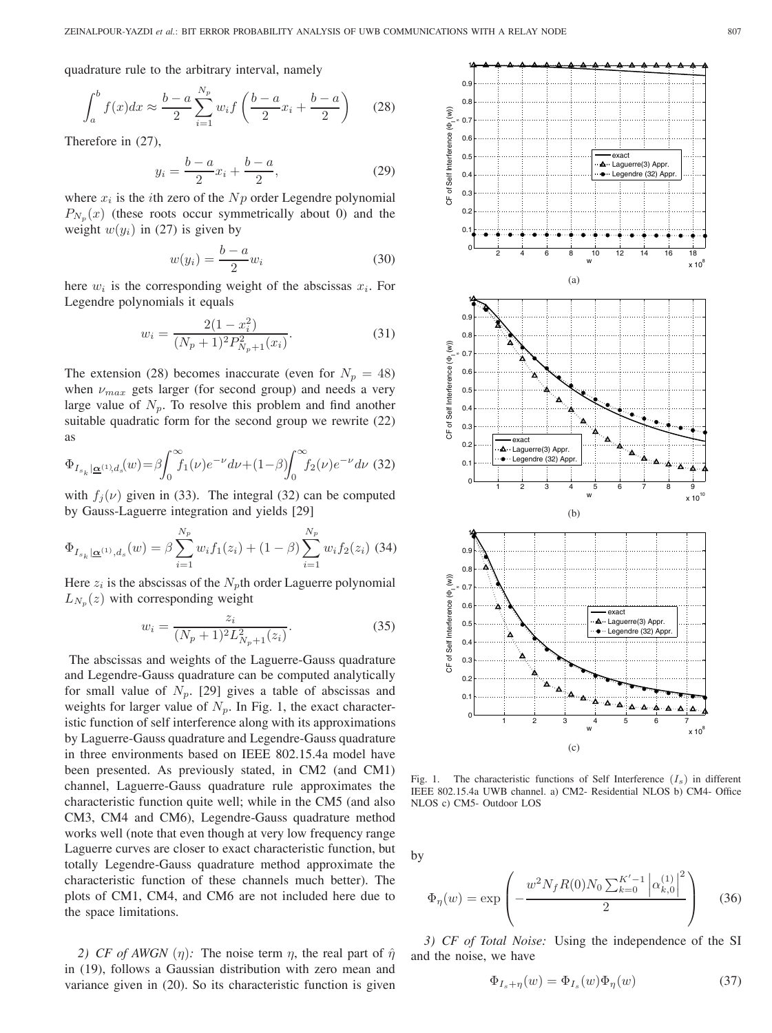quadrature rule to the arbitrary interval, namely

$$\int_a^b f(x)dx \approx \frac{b-a}{2}\sum_{i=1}^{N_p} w_i f\left(\frac{b-a}{2}x_i + \frac{b-a}{2}\right) \quad (28)$$

Therefore in (27),

$$y_i = \frac{b-a}{2}x_i + \frac{b-a}{2}, \quad (29)$$

where $x_i$ is the $i$th zero of the $Np$ order Legendre polynomial $P_{N_p}(x)$ (these roots occur symmetrically about 0) and the weight $w(y_i)$ in (27) is given by

$$w(y_i) = \frac{b-a}{2}w_i \quad (30)$$

here $w_i$ is the corresponding weight of the abscissas $x_i$. For Legendre polynomials it equals

$$w_i = \frac{2(1-x_i^2)}{(N_p+1)^2 P_{N_p+1}^2(x_i)}. \quad (31)$$

The extension (28) becomes inaccurate (even for $N_p = 48$) when $\nu_{max}$ gets larger (for second group) and needs a very large value of $N_p$. To resolve this problem and find another suitable quadratic form for the second group we rewrite (22) as

$$\Phi_{I_{s_k}|\underline{\alpha}^{(1)},d_s}(w) = \beta\int_0^\infty f_1(\nu)e^{-\nu}d\nu + (1-\beta)\int_0^\infty f_2(\nu)e^{-\nu}d\nu \quad (32)$$

with $f_j(\nu)$ given in (33). The integral (32) can be computed by Gauss-Laguerre integration and yields [29]

$$\Phi_{I_{s_k}|\underline{\alpha}^{(1)},d_s}(w) = \beta\sum_{i=1}^{N_p} w_i f_1(z_i) + (1-\beta)\sum_{i=1}^{N_p} w_i f_2(z_i) \quad (34)$$

Here $z_i$ is the abscissas of the $N_p$th order Laguerre polynomial $L_{N_p}(z)$ with corresponding weight

$$w_i = \frac{z_i}{(N_p+1)^2 L_{N_p+1}^2(z_i)}. \quad (35)$$

The abscissas and weights of the Laguerre-Gauss quadrature and Legendre-Gauss quadrature can be computed analytically for small value of $N_p$. [29] gives a table of abscissas and weights for larger value of $N_p$. In Fig. 1, the exact characteristic function of self interference along with its approximations by Laguerre-Gauss quadrature and Legendre-Gauss quadrature in three environments based on IEEE 802.15.4a model have been presented. As previously stated, in CM2 (and CM1) channel, Laguerre-Gauss quadrature rule approximates the characteristic function quite well; while in the CM5 (and also CM3, CM4 and CM6), Legendre-Gauss quadrature method works well (note that even though at very low frequency range Laguerre curves are closer to exact characteristic function, but totally Legendre-Gauss quadrature method approximate the characteristic function of these channels much better). The plots of CM1, CM4, and CM6 are not included here due to the space limitations.

Fig. 1. The characteristic functions of Self Interference $(I_s)$ in different IEEE 802.15.4a UWB channel. a) CM2- Residential NLOS b) CM4- Office NLOS c) CM5- Outdoor LOS

*2) CF of AWGN* ($\eta$): The noise term $\eta$, the real part of $\hat{\eta}$ in (19), follows a Gaussian distribution with zero mean and variance given in (20). So its characteristic function is given by

$$\Phi_\eta(w) = \exp\left(-\frac{w^2 N_f R(0) N_0 \sum_{k=0}^{K'-1}\left|\alpha_{k,0}^{(1)}\right|^2}{2}\right) \quad (36)$$

*3) CF of Total Noise:* Using the independence of the SI and the noise, we have

$$\Phi_{I_s+\eta}(w) = \Phi_{I_s}(w)\Phi_\eta(w) \quad (37)$$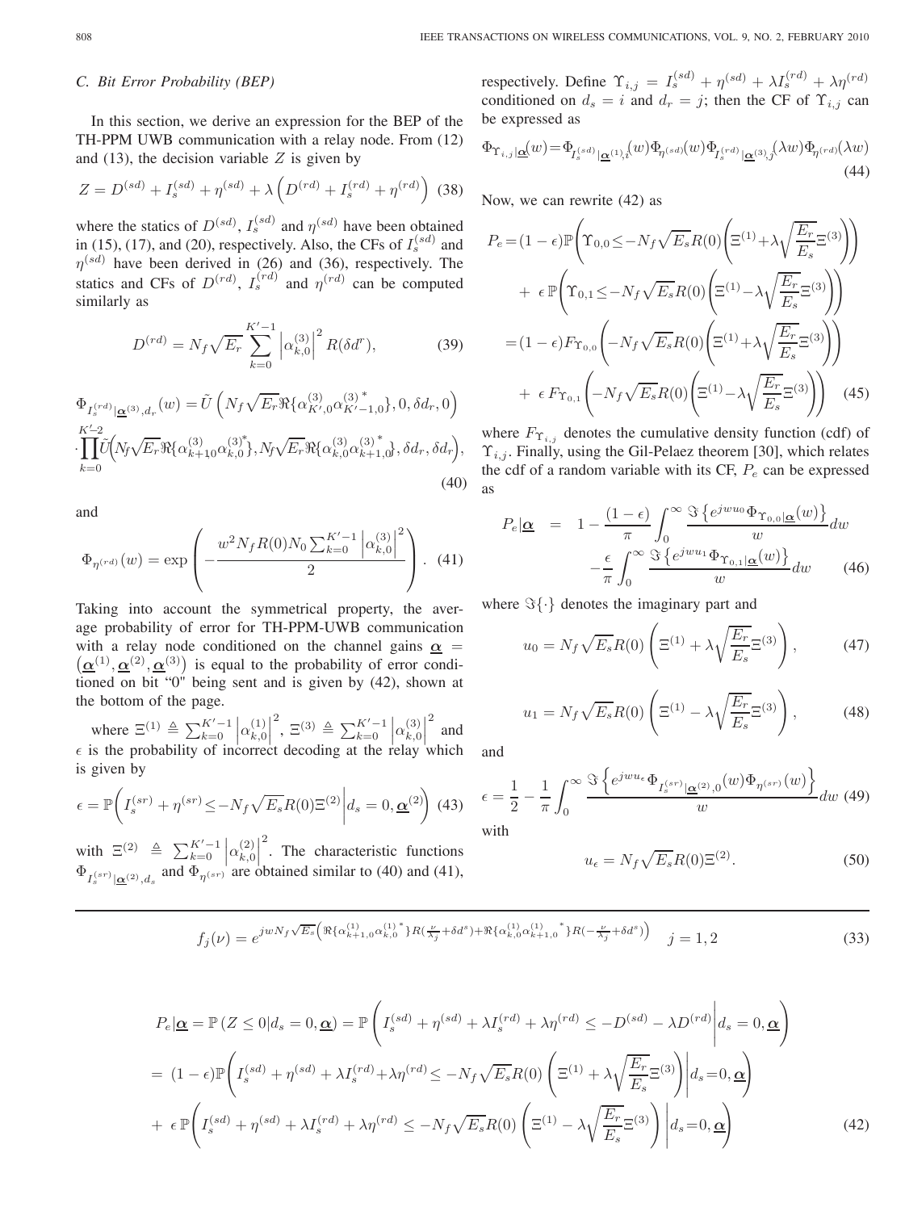### C. Bit Error Probability (BEP)

In this section, we derive an expression for the BEP of the TH-PPM UWB communication with a relay node. From (12) and (13), the decision variable $Z$ is given by

$$Z = D^{(sd)} + I_s^{(sd)} + \eta^{(sd)} + \lambda \left( D^{(rd)} + I_s^{(rd)} + \eta^{(rd)} \right) \quad (38)$$

where the statics of $D^{(sd)}$, $I_s^{(sd)}$ and $\eta^{(sd)}$ have been obtained in (15), (17), and (20), respectively. Also, the CFs of $I_s^{(sd)}$ and $\eta^{(sd)}$ have been derived in (26) and (36), respectively. The statics and CFs of $D^{(rd)}$, $I_s^{(rd)}$ and $\eta^{(rd)}$ can be computed similarly as

$$D^{(rd)} = N_f \sqrt{E_r} \sum_{k=0}^{K'-1} \left| \alpha_{k,0}^{(3)} \right|^2 R(\delta d^r), \quad (39)$$

$$\begin{aligned}\Phi_{I_s^{(rd)}|\underline{\boldsymbol{\alpha}}^{(3)},d_r}(w) &= \tilde{U}\left( N_f \sqrt{E_r} \Re\{\alpha_{K',0}^{(3)} {\alpha_{K'-1,0}^{(3)}}^*\}, 0, \delta d_r, 0 \right) \\ &\cdot \prod_{k=0}^{K'-2} \tilde{U}\Big( N_f \sqrt{E_r} \Re\{\alpha_{k+1,0}^{(3)} {\alpha_{k,0}^{(3)}}^*\}, N_f \sqrt{E_r} \Re\{\alpha_{k,0}^{(3)} {\alpha_{k+1,0}^{(3)}}^*\}, \delta d_r, \delta d_r \Big),\end{aligned} \quad (40)$$

and

$$\Phi_{\eta^{(rd)}}(w) = \exp\left( - \frac{w^2 N_f R(0) N_0 \sum_{k=0}^{K'-1} \left| \alpha_{k,0}^{(3)} \right|^2}{2} \right). \quad (41)$$

Taking into account the symmetrical property, the average probability of error for TH-PPM-UWB communication with a relay node conditioned on the channel gains $\underline{\boldsymbol{\alpha}} = \left( \underline{\boldsymbol{\alpha}}^{(1)}, \underline{\boldsymbol{\alpha}}^{(2)}, \underline{\boldsymbol{\alpha}}^{(3)} \right)$ is equal to the probability of error conditioned on bit "0" being sent and is given by (42), shown at the bottom of the page.

where $\Xi^{(1)} \triangleq \sum_{k=0}^{K'-1} \left| \alpha_{k,0}^{(1)} \right|^2$, $\Xi^{(3)} \triangleq \sum_{k=0}^{K'-1} \left| \alpha_{k,0}^{(3)} \right|^2$ and $\epsilon$ is the probability of incorrect decoding at the relay which is given by

$$\epsilon = \mathbb{P}\left( I_s^{(sr)} + \eta^{(sr)} \leq -N_f \sqrt{E_s} R(0) \Xi^{(2)} \middle| d_s = 0, \underline{\boldsymbol{\alpha}}^{(2)} \right) \quad (43)$$

with $\Xi^{(2)} \triangleq \sum_{k=0}^{K'-1} \left| \alpha_{k,0}^{(2)} \right|^2$. The characteristic functions $\Phi_{I_s^{(sr)}|\underline{\boldsymbol{\alpha}}^{(2)},d_s}$ and $\Phi_{\eta^{(sr)}}$ are obtained similar to (40) and (41), respectively. Define $\Upsilon_{i,j} = I_s^{(sd)} + \eta^{(sd)} + \lambda I_s^{(rd)} + \lambda \eta^{(rd)}$ conditioned on $d_s = i$ and $d_r = j$; then the CF of $\Upsilon_{i,j}$ can be expressed as

$$\Phi_{\Upsilon_{i,j}|\underline{\boldsymbol{\alpha}}}(w) = \Phi_{I_s^{(sd)}|\underline{\boldsymbol{\alpha}}^{(1)},i}(w) \Phi_{\eta^{(sd)}}(w) \Phi_{I_s^{(rd)}|\underline{\boldsymbol{\alpha}}^{(3)},j}(\lambda w) \Phi_{\eta^{(rd)}}(\lambda w) \quad (44)$$

Now, we can rewrite (42) as

$$\begin{aligned} P_e &= (1-\epsilon) \mathbb{P}\left( \Upsilon_{0,0} \leq -N_f \sqrt{E_s} R(0) \left( \Xi^{(1)} + \lambda \sqrt{\frac{E_r}{E_s}} \Xi^{(3)} \right) \right) \\ &\quad + \epsilon \, \mathbb{P}\left( \Upsilon_{0,1} \leq -N_f \sqrt{E_s} R(0) \left( \Xi^{(1)} - \lambda \sqrt{\frac{E_r}{E_s}} \Xi^{(3)} \right) \right) \\ &= (1-\epsilon) F_{\Upsilon_{0,0}}\left( -N_f \sqrt{E_s} R(0) \left( \Xi^{(1)} + \lambda \sqrt{\frac{E_r}{E_s}} \Xi^{(3)} \right) \right) \\ &\quad + \epsilon \, F_{\Upsilon_{0,1}}\left( -N_f \sqrt{E_s} R(0) \left( \Xi^{(1)} - \lambda \sqrt{\frac{E_r}{E_s}} \Xi^{(3)} \right) \right) \end{aligned} \quad (45)$$

where $F_{\Upsilon_{i,j}}$ denotes the cumulative density function (cdf) of $\Upsilon_{i,j}$. Finally, using the Gil-Pelaez theorem [30], which relates the cdf of a random variable with its CF, $P_e$ can be expressed as

$$\begin{aligned} P_e|\underline{\boldsymbol{\alpha}} &= 1 - \frac{(1-\epsilon)}{\pi} \int_0^\infty \frac{\Im\left\{ e^{jwu_0} \Phi_{\Upsilon_{0,0}|\underline{\boldsymbol{\alpha}}}(w) \right\}}{w} dw \\ &\quad - \frac{\epsilon}{\pi} \int_0^\infty \frac{\Im\left\{ e^{jwu_1} \Phi_{\Upsilon_{0,1}|\underline{\boldsymbol{\alpha}}}(w) \right\}}{w} dw \end{aligned} \quad (46)$$

where $\Im\{\cdot\}$ denotes the imaginary part and

$$u_0 = N_f \sqrt{E_s} R(0) \left( \Xi^{(1)} + \lambda \sqrt{\frac{E_r}{E_s}} \Xi^{(3)} \right), \quad (47)$$

$$u_1 = N_f \sqrt{E_s} R(0) \left( \Xi^{(1)} - \lambda \sqrt{\frac{E_r}{E_s}} \Xi^{(3)} \right), \quad (48)$$

and

$$\epsilon = \frac{1}{2} - \frac{1}{\pi} \int_0^\infty \frac{\Im\left\{ e^{jwu_\epsilon} \Phi_{I_s^{(sr)}|\underline{\boldsymbol{\alpha}}^{(2)},0}(w) \Phi_{\eta^{(sr)}}(w) \right\}}{w} dw \quad (49)$$

with

$$u_\epsilon = N_f \sqrt{E_s} R(0) \Xi^{(2)}. \quad (50)$$

---

$$f_j(\nu) = e^{jwN_f \sqrt{E_s} \left( \Re\{\alpha_{k+1,0}^{(1)} {\alpha_{k,0}^{(1)}}^*\} R(\frac{\nu}{\lambda_j} + \delta d^s) + \Re\{\alpha_{k,0}^{(1)} {\alpha_{k+1,0}^{(1)}}^*\} R(-\frac{\nu}{\lambda_j} + \delta d^s) \right)} \quad j = 1, 2 \quad (33)$$

$$\begin{aligned} P_e|\underline{\boldsymbol{\alpha}} &= \mathbb{P}\left( Z \leq 0 | d_s = 0, \underline{\boldsymbol{\alpha}} \right) = \mathbb{P}\left( I_s^{(sd)} + \eta^{(sd)} + \lambda I_s^{(rd)} + \lambda \eta^{(rd)} \leq -D^{(sd)} - \lambda D^{(rd)} \middle| d_s = 0, \underline{\boldsymbol{\alpha}} \right) \\ &= (1-\epsilon) \mathbb{P}\left( I_s^{(sd)} + \eta^{(sd)} + \lambda I_s^{(rd)} + \lambda \eta^{(rd)} \leq -N_f \sqrt{E_s} R(0) \left( \Xi^{(1)} + \lambda \sqrt{\frac{E_r}{E_s}} \Xi^{(3)} \right) \middle| d_s = 0, \underline{\boldsymbol{\alpha}} \right) \\ &\quad + \epsilon \, \mathbb{P}\left( I_s^{(sd)} + \eta^{(sd)} + \lambda I_s^{(rd)} + \lambda \eta^{(rd)} \leq -N_f \sqrt{E_s} R(0) \left( \Xi^{(1)} - \lambda \sqrt{\frac{E_r}{E_s}} \Xi^{(3)} \right) \middle| d_s = 0, \underline{\boldsymbol{\alpha}} \right) \end{aligned} \quad (42)$$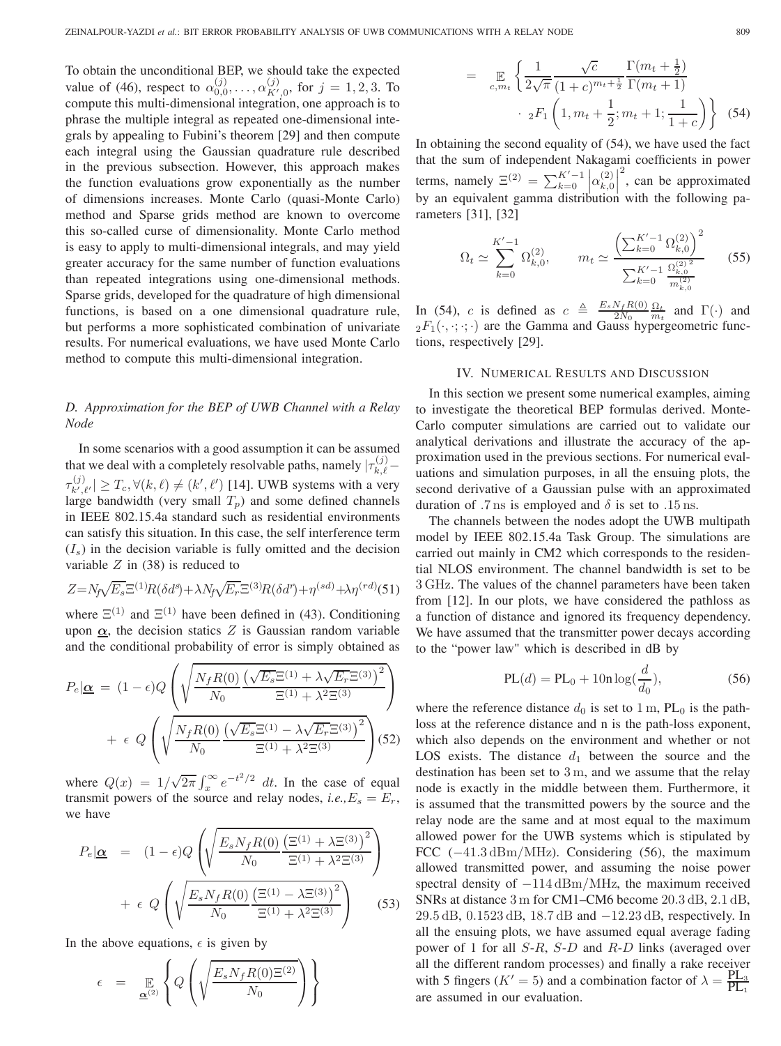To obtain the unconditional BEP, we should take the expected value of (46), respect to $\alpha_{0,0}^{(j)}, \ldots, \alpha_{K',0}^{(j)}$, for $j = 1, 2, 3$. To compute this multi-dimensional integration, one approach is to phrase the multiple integral as repeated one-dimensional integrals by appealing to Fubini's theorem [29] and then compute each integral using the Gaussian quadrature rule described in the previous subsection. However, this approach makes the function evaluations grow exponentially as the number of dimensions increases. Monte Carlo (quasi-Monte Carlo) method and Sparse grids method are known to overcome this so-called curse of dimensionality. Monte Carlo method is easy to apply to multi-dimensional integrals, and may yield greater accuracy for the same number of function evaluations than repeated integrations using one-dimensional methods. Sparse grids, developed for the quadrature of high dimensional functions, is based on a one dimensional quadrature rule, but performs a more sophisticated combination of univariate results. For numerical evaluations, we have used Monte Carlo method to compute this multi-dimensional integration.

### D. Approximation for the BEP of UWB Channel with a Relay Node

In some scenarios with a good assumption it can be assumed that we deal with a completely resolvable paths, namely $|\tau_{k,\ell}^{(j)} - \tau_{k',\ell'}^{(j)}| \geq T_c, \forall (k,\ell) \neq (k', \ell')$ [14]. UWB systems with a very large bandwidth (very small $T_p$) and some defined channels in IEEE 802.15.4a standard such as residential environments can satisfy this situation. In this case, the self interference term ($I_s$) in the decision variable is fully omitted and the decision variable $Z$ in (38) is reduced to

$$Z = N_f\sqrt{E_s}\Xi^{(1)}R(\delta d^s) + \lambda N_f\sqrt{E_r}\Xi^{(3)}R(\delta d^r) + \eta^{(sd)} + \lambda\eta^{(rd)} \quad (51)$$

where $\Xi^{(1)}$ and $\Xi^{(1)}$ have been defined in (43). Conditioning upon $\underline{\alpha}$, the decision statics $Z$ is Gaussian random variable and the conditional probability of error is simply obtained as

$$P_e|\underline{\alpha} = (1-\epsilon)Q\left(\sqrt{\frac{N_f R(0)}{N_0}\frac{\left(\sqrt{E_s}\Xi^{(1)} + \lambda\sqrt{E_r}\Xi^{(3)}\right)^2}{\Xi^{(1)} + \lambda^2\Xi^{(3)}}}\right) + \epsilon\ Q\left(\sqrt{\frac{N_f R(0)}{N_0}\frac{\left(\sqrt{E_s}\Xi^{(1)} - \lambda\sqrt{E_r}\Xi^{(3)}\right)^2}{\Xi^{(1)} + \lambda^2\Xi^{(3)}}}\right) \quad (52)$$

where $Q(x) = 1/\sqrt{2\pi}\int_x^\infty e^{-t^2/2}\ dt$. In the case of equal transmit powers of the source and relay nodes, *i.e.,* $E_s = E_r$, we have

$$P_e|\underline{\alpha} = (1-\epsilon)Q\left(\sqrt{\frac{E_s N_f R(0)}{N_0}\frac{\left(\Xi^{(1)} + \lambda\Xi^{(3)}\right)^2}{\Xi^{(1)} + \lambda^2\Xi^{(3)}}}\right) + \epsilon\ Q\left(\sqrt{\frac{E_s N_f R(0)}{N_0}\frac{\left(\Xi^{(1)} - \lambda\Xi^{(3)}\right)^2}{\Xi^{(1)} + \lambda^2\Xi^{(3)}}}\right) \quad (53)$$

In the above equations, $\epsilon$ is given by

$$\epsilon = \mathop{\mathbb{E}}_{\underline{\alpha}^{(2)}}\left\{Q\left(\sqrt{\frac{E_s N_f R(0)\Xi^{(2)}}{N_0}}\right)\right\}$$

$$= \mathop{\mathbb{E}}_{c,m_t}\left\{\frac{1}{2\sqrt{\pi}}\frac{\sqrt{c}}{(1+c)^{m_t+\frac{1}{2}}}\frac{\Gamma(m_t+\frac{1}{2})}{\Gamma(m_t+1)} \cdot {}_2F_1\left(1, m_t+\frac{1}{2}; m_t+1; \frac{1}{1+c}\right)\right\} \quad (54)$$

In obtaining the second equality of (54), we have used the fact that the sum of independent Nakagami coefficients in power terms, namely $\Xi^{(2)} = \sum_{k=0}^{K'-1}\left|\alpha_{k,0}^{(2)}\right|^2$, can be approximated by an equivalent gamma distribution with the following parameters [31], [32]

$$\Omega_t \simeq \sum_{k=0}^{K'-1}\Omega_{k,0}^{(2)}, \qquad m_t \simeq \frac{\left(\sum_{k=0}^{K'-1}\Omega_{k,0}^{(2)}\right)^2}{\sum_{k=0}^{K'-1}\frac{\Omega_{k,0}^{(2)\,2}}{m_{k,0}^{(2)}}} \quad (55)$$

In (54), $c$ is defined as $c \triangleq \frac{E_s N_f R(0)}{2N_0}\frac{\Omega_t}{m_t}$ and $\Gamma(\cdot)$ and ${}_2F_1(\cdot,\cdot;\cdot;\cdot)$ are the Gamma and Gauss hypergeometric functions, respectively [29].

## IV. Numerical Results and Discussion

In this section we present some numerical examples, aiming to investigate the theoretical BEP formulas derived. Monte-Carlo computer simulations are carried out to validate our analytical derivations and illustrate the accuracy of the approximation used in the previous sections. For numerical evaluations and simulation purposes, in all the ensuing plots, the second derivative of a Gaussian pulse with an approximated duration of .7 ns is employed and $\delta$ is set to .15 ns.

The channels between the nodes adopt the UWB multipath model by IEEE 802.15.4a Task Group. The simulations are carried out mainly in CM2 which corresponds to the residential NLOS environment. The channel bandwidth is set to be 3 GHz. The values of the channel parameters have been taken from [12]. In our plots, we have considered the pathloss as a function of distance and ignored its frequency dependency. We have assumed that the transmitter power decays according to the "power law" which is described in dB by

$$\text{PL}(d) = \text{PL}_0 + 10\text{n}\log\left(\frac{d}{d_0}\right), \quad (56)$$

where the reference distance $d_0$ is set to 1 m, $\text{PL}_0$ is the pathloss at the reference distance and n is the path-loss exponent, which also depends on the environment and whether or not LOS exists. The distance $d_1$ between the source and the destination has been set to 3 m, and we assume that the relay node is exactly in the middle between them. Furthermore, it is assumed that the transmitted powers by the source and the relay node are the same and at most equal to the maximum allowed power for the UWB systems which is stipulated by FCC (−41.3 dBm/MHz). Considering (56), the maximum allowed transmitted power, and assuming the noise power spectral density of −114 dBm/MHz, the maximum received SNRs at distance 3 m for CM1–CM6 become 20.3 dB, 2.1 dB, 29.5 dB, 0.1523 dB, 18.7 dB and −12.23 dB, respectively. In all the ensuing plots, we have assumed equal average fading power of 1 for all $S$-$R$, $S$-$D$ and $R$-$D$ links (averaged over all the different random processes) and finally a rake receiver with 5 fingers ($K' = 5$) and a combination factor of $\lambda = \frac{\text{PL}_3}{\text{PL}_1}$ are assumed in our evaluation.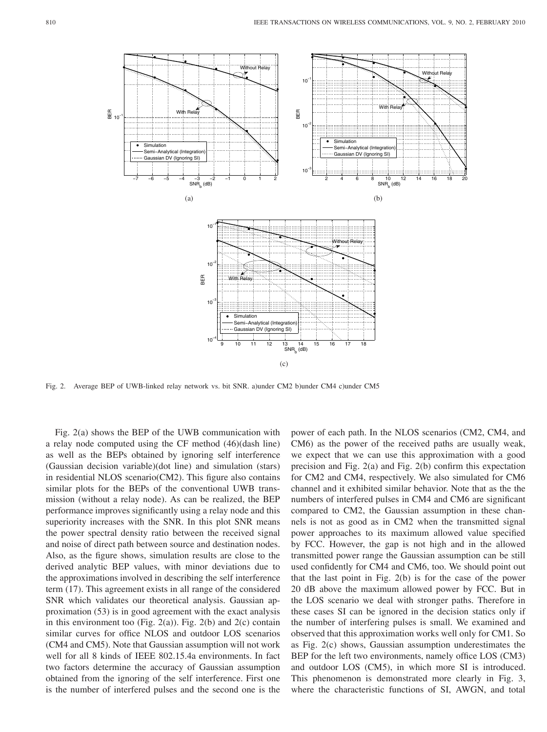Fig. 2. Average BEP of UWB-linked relay network vs. bit SNR. a)under CM2 b)under CM4 c)under CM5

Fig. 2(a) shows the BEP of the UWB communication with a relay node computed using the CF method (46)(dash line) as well as the BEPs obtained by ignoring self interference (Gaussian decision variable)(dot line) and simulation (stars) in residential NLOS scenario(CM2). This figure also contains similar plots for the BEPs of the conventional UWB transmission (without a relay node). As can be realized, the BEP performance improves significantly using a relay node and this superiority increases with the SNR. In this plot SNR means the power spectral density ratio between the received signal and noise of direct path between source and destination nodes. Also, as the figure shows, simulation results are close to the derived analytic BEP values, with minor deviations due to the approximations involved in describing the self interference term (17). This agreement exists in all range of the considered SNR which validates our theoretical analysis. Gaussian approximation (53) is in good agreement with the exact analysis in this environment too (Fig. 2(a)). Fig. 2(b) and 2(c) contain similar curves for office NLOS and outdoor LOS scenarios (CM4 and CM5). Note that Gaussian assumption will not work well for all 8 kinds of IEEE 802.15.4a environments. In fact two factors determine the accuracy of Gaussian assumption obtained from the ignoring of the self interference. First one is the number of interfered pulses and the second one is the power of each path. In the NLOS scenarios (CM2, CM4, and CM6) as the power of the received paths are usually weak, we expect that we can use this approximation with a good precision and Fig. 2(a) and Fig. 2(b) confirm this expectation for CM2 and CM4, respectively. We also simulated for CM6 channel and it exhibited similar behavior. Note that as the the numbers of interfered pulses in CM4 and CM6 are significant compared to CM2, the Gaussian assumption in these channels is not as good as in CM2 when the transmitted signal power approaches to its maximum allowed value specified by FCC. However, the gap is not high and in the allowed transmitted power range the Gaussian assumption can be still used confidently for CM4 and CM6, too. We should point out that the last point in Fig. 2(b) is for the case of the power 20 dB above the maximum allowed power by FCC. But in the LOS scenario we deal with stronger paths. Therefore in these cases SI can be ignored in the decision statics only if the number of interfering pulses is small. We examined and observed that this approximation works well only for CM1. So as Fig. 2(c) shows, Gaussian assumption underestimates the BEP for the left two environments, namely office LOS (CM3) and outdoor LOS (CM5), in which more SI is introduced. This phenomenon is demonstrated more clearly in Fig. 3, where the characteristic functions of SI, AWGN, and total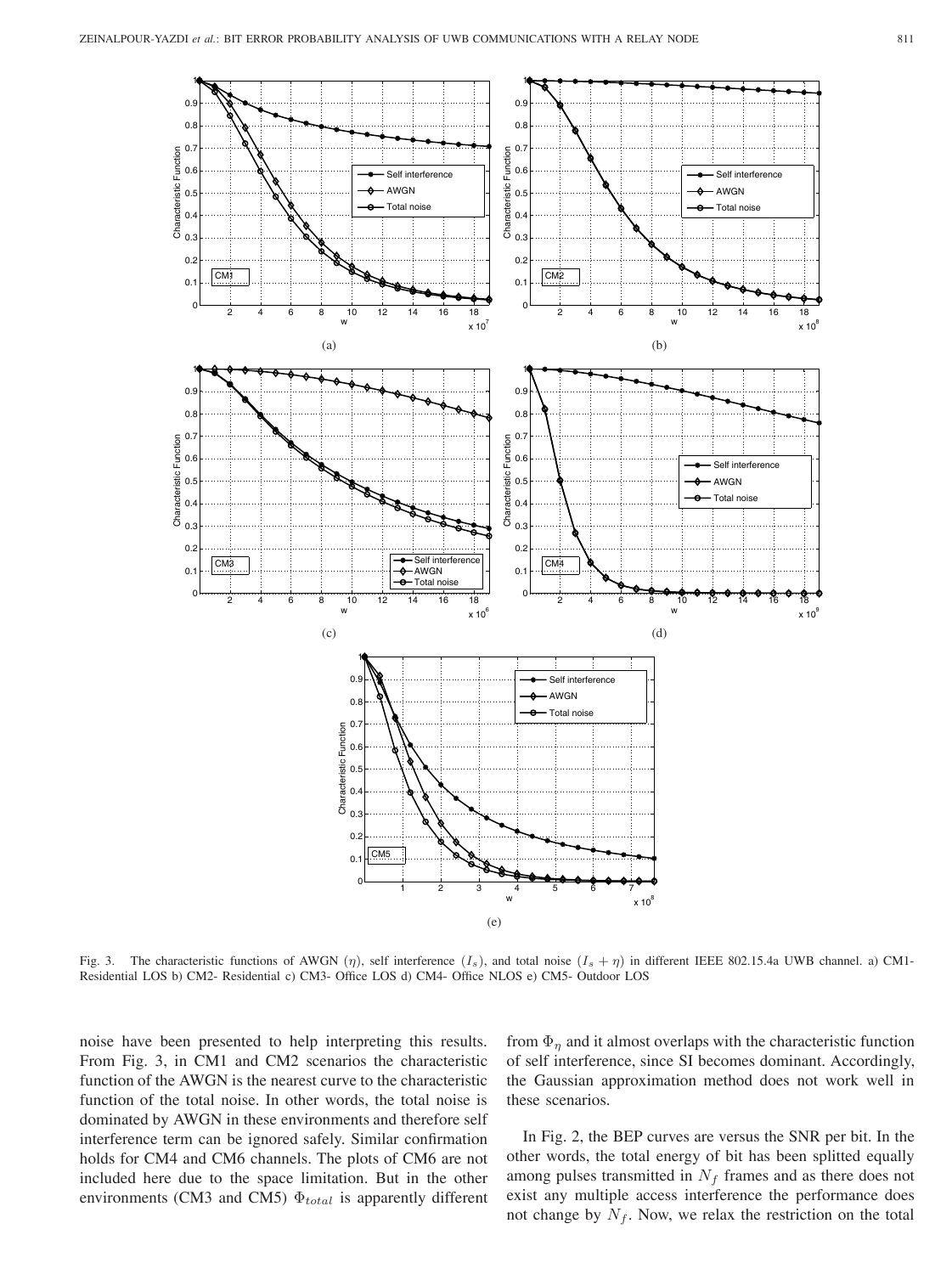Fig. 3. The characteristic functions of AWGN ($\eta$), self interference ($I_s$), and total noise ($I_s + \eta$) in different IEEE 802.15.4a UWB channel. a) CM1-Residential LOS b) CM2- Residential c) CM3- Office LOS d) CM4- Office NLOS e) CM5- Outdoor LOS

noise have been presented to help interpreting this results. From Fig. 3, in CM1 and CM2 scenarios the characteristic function of the AWGN is the nearest curve to the characteristic function of the total noise. In other words, the total noise is dominated by AWGN in these environments and therefore self interference term can be ignored safely. Similar confirmation holds for CM4 and CM6 channels. The plots of CM6 are not included here due to the space limitation. But in the other environments (CM3 and CM5) $\Phi_{total}$ is apparently different from $\Phi_\eta$ and it almost overlaps with the characteristic function of self interference, since SI becomes dominant. Accordingly, the Gaussian approximation method does not work well in these scenarios.

In Fig. 2, the BEP curves are versus the SNR per bit. In the other words, the total energy of bit has been splitted equally among pulses transmitted in $N_f$ frames and as there does not exist any multiple access interference the performance does not change by $N_f$. Now, we relax the restriction on the total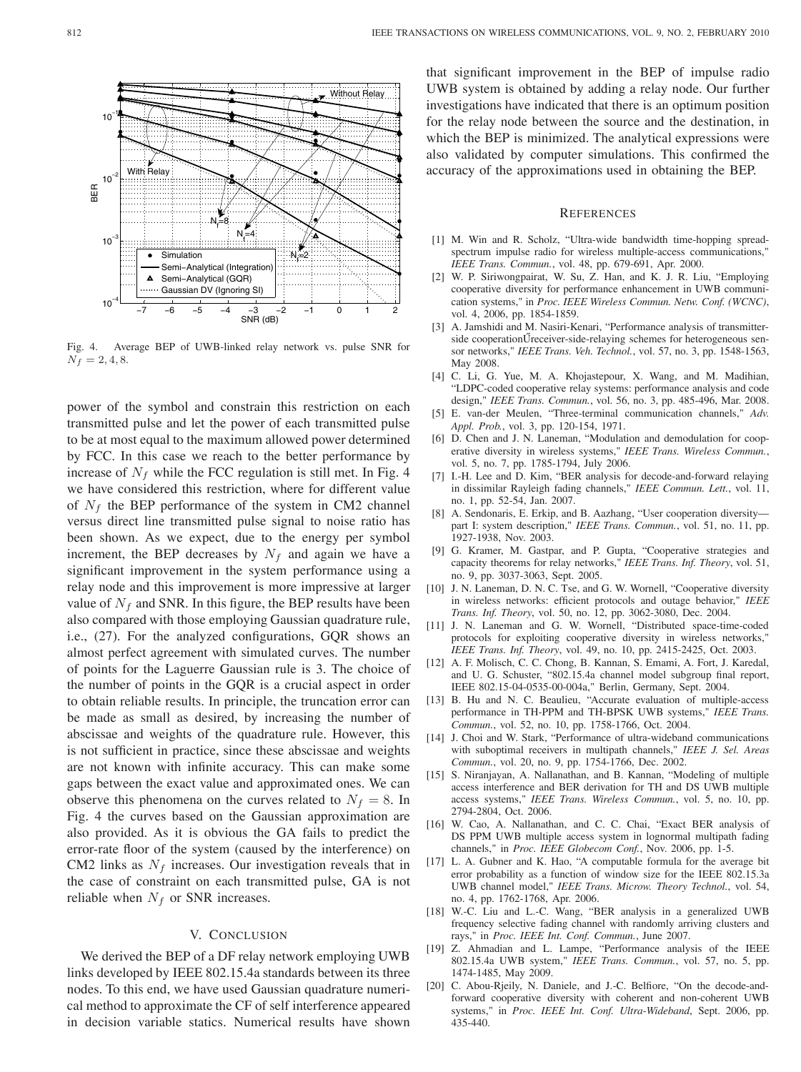Fig. 4. Average BEP of UWB-linked relay network vs. pulse SNR for $N_f = 2, 4, 8$.

power of the symbol and constrain this restriction on each transmitted pulse and let the power of each transmitted pulse to be at most equal to the maximum allowed power determined by FCC. In this case we reach to the better performance by increase of $N_f$ while the FCC regulation is still met. In Fig. 4 we have considered this restriction, where for different value of $N_f$ the BEP performance of the system in CM2 channel versus direct line transmitted pulse signal to noise ratio has been shown. As we expect, due to the energy per symbol increment, the BEP decreases by $N_f$ and again we have a significant improvement in the system performance using a relay node and this improvement is more impressive at larger value of $N_f$ and SNR. In this figure, the BEP results have been also compared with those employing Gaussian quadrature rule, i.e., (27). For the analyzed configurations, GQR shows an almost perfect agreement with simulated curves. The number of points for the Laguerre Gaussian rule is 3. The choice of the number of points in the GQR is a crucial aspect in order to obtain reliable results. In principle, the truncation error can be made as small as desired, by increasing the number of abscissae and weights of the quadrature rule. However, this is not sufficient in practice, since these abscissae and weights are not known with infinite accuracy. This can make some gaps between the exact value and approximated ones. We can observe this phenomena on the curves related to $N_f = 8$. In Fig. 4 the curves based on the Gaussian approximation are also provided. As it is obvious the GA fails to predict the error-rate floor of the system (caused by the interference) on CM2 links as $N_f$ increases. Our investigation reveals that in the case of constraint on each transmitted pulse, GA is not reliable when $N_f$ or SNR increases.

## V. Conclusion

We derived the BEP of a DF relay network employing UWB links developed by IEEE 802.15.4a standards between its three nodes. To this end, we have used Gaussian quadrature numerical method to approximate the CF of self interference appeared in decision variable statics. Numerical results have shown that significant improvement in the BEP of impulse radio UWB system is obtained by adding a relay node. Our further investigations have indicated that there is an optimum position for the relay node between the source and the destination, in which the BEP is minimized. The analytical expressions were also validated by computer simulations. This confirmed the accuracy of the approximations used in obtaining the BEP.

## References

[1] M. Win and R. Scholz, "Ultra-wide bandwidth time-hopping spread-spectrum impulse radio for wireless multiple-access communications," *IEEE Trans. Commun.*, vol. 48, pp. 679-691, Apr. 2000.

[2] W. P. Siriwongpairat, W. Su, Z. Han, and K. J. R. Liu, "Employing cooperative diversity for performance enhancement in UWB communication systems," in *Proc. IEEE Wireless Commun. Netw. Conf. (WCNC)*, vol. 4, 2006, pp. 1854-1859.

[3] A. Jamshidi and M. Nasiri-Kenari, "Performance analysis of transmitter-side cooperationŰreceiver-side-relaying schemes for heterogeneous sensor networks," *IEEE Trans. Veh. Technol.*, vol. 57, no. 3, pp. 1548-1563, May 2008.

[4] C. Li, G. Yue, M. A. Khojastepour, X. Wang, and M. Madihian, "LDPC-coded cooperative relay systems: performance analysis and code design," *IEEE Trans. Commun.*, vol. 56, no. 3, pp. 485-496, Mar. 2008.

[5] E. van-der Meulen, "Three-terminal communication channels," *Adv. Appl. Prob.*, vol. 3, pp. 120-154, 1971.

[6] D. Chen and J. N. Laneman, "Modulation and demodulation for cooperative diversity in wireless systems," *IEEE Trans. Wireless Commun.*, vol. 5, no. 7, pp. 1785-1794, July 2006.

[7] I.-H. Lee and D. Kim, "BER analysis for decode-and-forward relaying in dissimilar Rayleigh fading channels," *IEEE Commun. Lett.*, vol. 11, no. 1, pp. 52-54, Jan. 2007.

[8] A. Sendonaris, E. Erkip, and B. Aazhang, "User cooperation diversity—part I: system description," *IEEE Trans. Commun.*, vol. 51, no. 11, pp. 1927-1938, Nov. 2003.

[9] G. Kramer, M. Gastpar, and P. Gupta, "Cooperative strategies and capacity theorems for relay networks," *IEEE Trans. Inf. Theory*, vol. 51, no. 9, pp. 3037-3063, Sept. 2005.

[10] J. N. Laneman, D. N. C. Tse, and G. W. Wornell, "Cooperative diversity in wireless networks: efficient protocols and outage behavior," *IEEE Trans. Inf. Theory*, vol. 50, no. 12, pp. 3062-3080, Dec. 2004.

[11] J. N. Laneman and G. W. Wornell, "Distributed space-time-coded protocols for exploiting cooperative diversity in wireless networks," *IEEE Trans. Inf. Theory*, vol. 49, no. 10, pp. 2415-2425, Oct. 2003.

[12] A. F. Molisch, C. C. Chong, B. Kannan, S. Emami, A. Fort, J. Karedal, and U. G. Schuster, "802.15.4a channel model subgroup final report, IEEE 802.15-04-0535-00-004a," Berlin, Germany, Sept. 2004.

[13] B. Hu and N. C. Beaulieu, "Accurate evaluation of multiple-access performance in TH-PPM and TH-BPSK UWB systems," *IEEE Trans. Commun.*, vol. 52, no. 10, pp. 1758-1766, Oct. 2004.

[14] J. Choi and W. Stark, "Performance of ultra-wideband communications with suboptimal receivers in multipath channels," *IEEE J. Sel. Areas Commun.*, vol. 20, no. 9, pp. 1754-1766, Dec. 2002.

[15] S. Niranjayan, A. Nallanathan, and B. Kannan, "Modeling of multiple access interference and BER derivation for TH and DS UWB multiple access systems," *IEEE Trans. Wireless Commun.*, vol. 5, no. 10, pp. 2794-2804, Oct. 2006.

[16] W. Cao, A. Nallanathan, and C. C. Chai, "Exact BER analysis of DS PPM UWB multiple access system in lognormal multipath fading channels," in *Proc. IEEE Globecom Conf.*, Nov. 2006, pp. 1-5.

[17] L. A. Gubner and K. Hao, "A computable formula for the average bit error probability as a function of window size for the IEEE 802.15.3a UWB channel model," *IEEE Trans. Microw. Theory Technol.*, vol. 54, no. 4, pp. 1762-1768, Apr. 2006.

[18] W.-C. Liu and L.-C. Wang, "BER analysis in a generalized UWB frequency selective fading channel with randomly arriving clusters and rays," in *Proc. IEEE Int. Conf. Commun.*, June 2007.

[19] Z. Ahmadian and L. Lampe, "Performance analysis of the IEEE 802.15.4a UWB system," *IEEE Trans. Commun.*, vol. 57, no. 5, pp. 1474-1485, May 2009.

[20] C. Abou-Rjeily, N. Daniele, and J.-C. Belfiore, "On the decode-and-forward cooperative diversity with coherent and non-coherent UWB systems," in *Proc. IEEE Int. Conf. Ultra-Wideband*, Sept. 2006, pp. 435-440.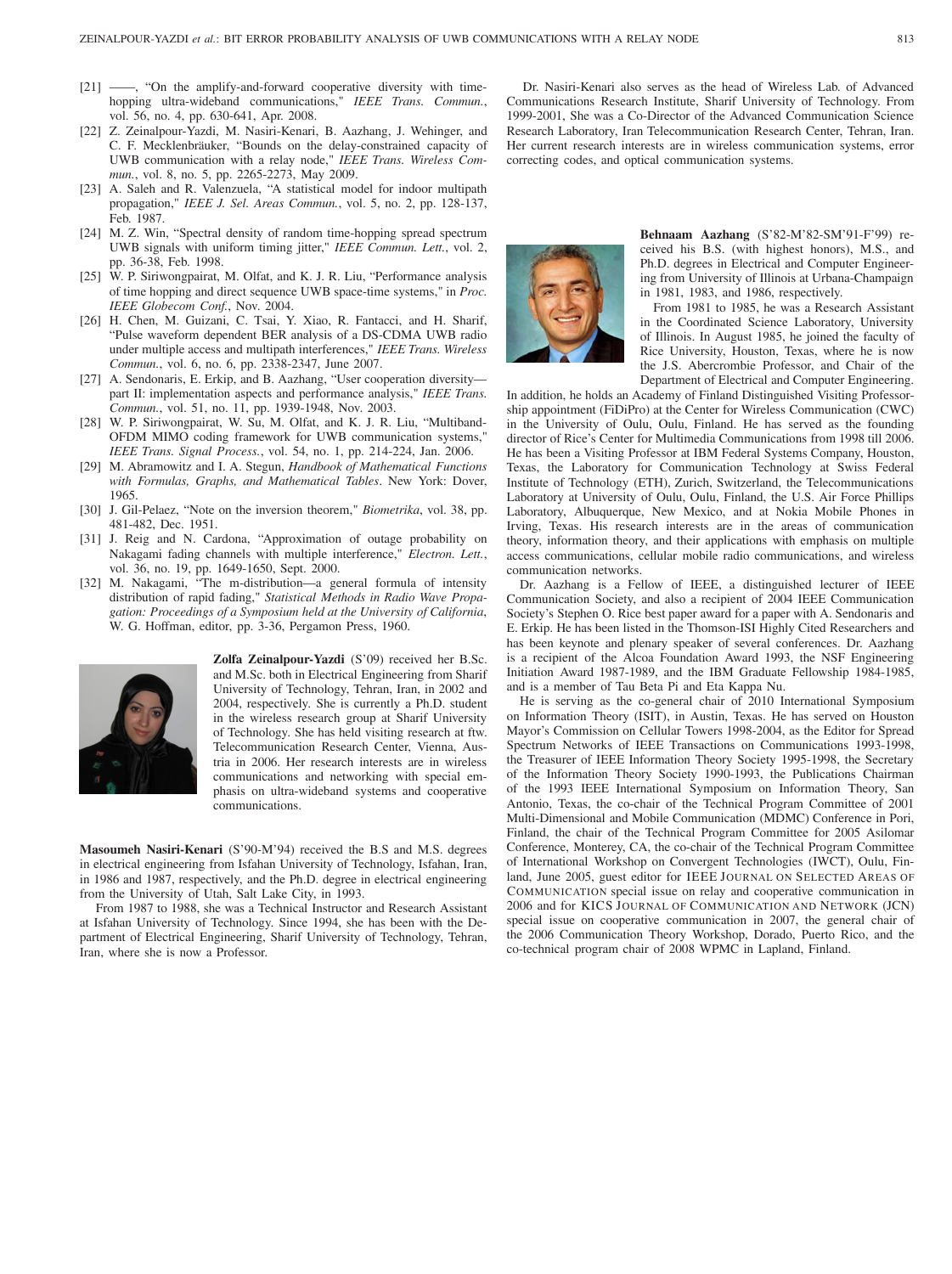[21] ——, "On the amplify-and-forward cooperative diversity with time-hopping ultra-wideband communications," *IEEE Trans. Commun.*, vol. 56, no. 4, pp. 630-641, Apr. 2008.

[22] Z. Zeinalpour-Yazdi, M. Nasiri-Kenari, B. Aazhang, J. Wehinger, and C. F. Mecklenbräuker, "Bounds on the delay-constrained capacity of UWB communication with a relay node," *IEEE Trans. Wireless Commun.*, vol. 8, no. 5, pp. 2265-2273, May 2009.

[23] A. Saleh and R. Valenzuela, "A statistical model for indoor multipath propagation," *IEEE J. Sel. Areas Commun.*, vol. 5, no. 2, pp. 128-137, Feb. 1987.

[24] M. Z. Win, "Spectral density of random time-hopping spread spectrum UWB signals with uniform timing jitter," *IEEE Commun. Lett.*, vol. 2, pp. 36-38, Feb. 1998.

[25] W. P. Siriwongpairat, M. Olfat, and K. J. R. Liu, "Performance analysis of time hopping and direct sequence UWB space-time systems," in *Proc. IEEE Globecom Conf.*, Nov. 2004.

[26] H. Chen, M. Guizani, C. Tsai, Y. Xiao, R. Fantacci, and H. Sharif, "Pulse waveform dependent BER analysis of a DS-CDMA UWB radio under multiple access and multipath interferences," *IEEE Trans. Wireless Commun.*, vol. 6, no. 6, pp. 2338-2347, June 2007.

[27] A. Sendonaris, E. Erkip, and B. Aazhang, "User cooperation diversity—part II: implementation aspects and performance analysis," *IEEE Trans. Commun.*, vol. 51, no. 11, pp. 1939-1948, Nov. 2003.

[28] W. P. Siriwongpairat, W. Su, M. Olfat, and K. J. R. Liu, "Multiband-OFDM MIMO coding framework for UWB communication systems," *IEEE Trans. Signal Process.*, vol. 54, no. 1, pp. 214-224, Jan. 2006.

[29] M. Abramowitz and I. A. Stegun, *Handbook of Mathematical Functions with Formulas, Graphs, and Mathematical Tables*. New York: Dover, 1965.

[30] J. Gil-Pelaez, "Note on the inversion theorem," *Biometrika*, vol. 38, pp. 481-482, Dec. 1951.

[31] J. Reig and N. Cardona, "Approximation of outage probability on Nakagami fading channels with multiple interference," *Electron. Lett.*, vol. 36, no. 19, pp. 1649-1650, Sept. 2000.

[32] M. Nakagami, "The m-distribution—a general formula of intensity distribution of rapid fading," *Statistical Methods in Radio Wave Propagation: Proceedings of a Symposium held at the University of California*, W. G. Hoffman, editor, pp. 3-36, Pergamon Press, 1960.

**Zolfa Zeinalpour-Yazdi** (S'09) received her B.Sc. and M.Sc. both in Electrical Engineering from Sharif University of Technology, Tehran, Iran, in 2002 and 2004, respectively. She is currently a Ph.D. student in the wireless research group at Sharif University of Technology. She has held visiting research at ftw. Telecommunication Research Center, Vienna, Austria in 2006. Her research interests are in wireless communications and networking with special emphasis on ultra-wideband systems and cooperative communications.

**Masoumeh Nasiri-Kenari** (S'90-M'94) received the B.S and M.S. degrees in electrical engineering from Isfahan University of Technology, Isfahan, Iran, in 1986 and 1987, respectively, and the Ph.D. degree in electrical engineering from the University of Utah, Salt Lake City, in 1993.

From 1987 to 1988, she was a Technical Instructor and Research Assistant at Isfahan University of Technology. Since 1994, she has been with the Department of Electrical Engineering, Sharif University of Technology, Tehran, Iran, where she is now a Professor.

Dr. Nasiri-Kenari also serves as the head of Wireless Lab. of Advanced Communications Research Institute, Sharif University of Technology. From 1999-2001, She was a Co-Director of the Advanced Communication Science Research Laboratory, Iran Telecommunication Research Center, Tehran, Iran. Her current research interests are in wireless communication systems, error correcting codes, and optical communication systems.

**Behnaam Aazhang** (S'82-M'82-SM'91-F'99) received his B.S. (with highest honors), M.S., and Ph.D. degrees in Electrical and Computer Engineering from University of Illinois at Urbana-Champaign in 1981, 1983, and 1986, respectively.

From 1981 to 1985, he was a Research Assistant in the Coordinated Science Laboratory, University of Illinois. In August 1985, he joined the faculty of Rice University, Houston, Texas, where he is now the J.S. Abercrombie Professor, and Chair of the Department of Electrical and Computer Engineering. In addition, he holds an Academy of Finland Distinguished Visiting Professorship appointment (FiDiPro) at the Center for Wireless Communication (CWC) in the University of Oulu, Oulu, Finland. He has served as the founding director of Rice's Center for Multimedia Communications from 1998 till 2006. He has been a Visiting Professor at IBM Federal Systems Company, Houston, Texas, the Laboratory for Communication Technology at Swiss Federal Institute of Technology (ETH), Zurich, Switzerland, the Telecommunications Laboratory at University of Oulu, Oulu, Finland, the U.S. Air Force Phillips Laboratory, Albuquerque, New Mexico, and at Nokia Mobile Phones in Irving, Texas. His research interests are in the areas of communication theory, information theory, and their applications with emphasis on multiple access communications, cellular mobile radio communications, and wireless communication networks.

Dr. Aazhang is a Fellow of IEEE, a distinguished lecturer of IEEE Communication Society, and also a recipient of 2004 IEEE Communication Society's Stephen O. Rice best paper award for a paper with A. Sendonaris and E. Erkip. He has been listed in the Thomson-ISI Highly Cited Researchers and has been keynote and plenary speaker of several conferences. Dr. Aazhang is a recipient of the Alcoa Foundation Award 1993, the NSF Engineering Initiation Award 1987-1989, and the IBM Graduate Fellowship 1984-1985, and is a member of Tau Beta Pi and Eta Kappa Nu.

He is serving as the co-general chair of 2010 International Symposium on Information Theory (ISIT), in Austin, Texas. He has served on Houston Mayor's Commission on Cellular Towers 1998-2004, as the Editor for Spread Spectrum Networks of IEEE Transactions on Communications 1993-1998, the Treasurer of IEEE Information Theory Society 1995-1998, the Secretary of the Information Theory Society 1990-1993, the Publications Chairman of the 1993 IEEE International Symposium on Information Theory, San Antonio, Texas, the co-chair of the Technical Program Committee of 2001 Multi-Dimensional and Mobile Communication (MDMC) Conference in Pori, Finland, the chair of the Technical Program Committee for 2005 Asilomar Conference, Monterey, CA, the co-chair of the Technical Program Committee of International Workshop on Convergent Technologies (IWCT), Oulu, Finland, June 2005, guest editor for IEEE JOURNAL ON SELECTED AREAS OF COMMUNICATION special issue on relay and cooperative communication in 2006 and for KICS JOURNAL OF COMMUNICATION AND NETWORK (JCN) special issue on cooperative communication in 2007, the general chair of the 2006 Communication Theory Workshop, Dorado, Puerto Rico, and the co-technical program chair of 2008 WPMC in Lapland, Finland.